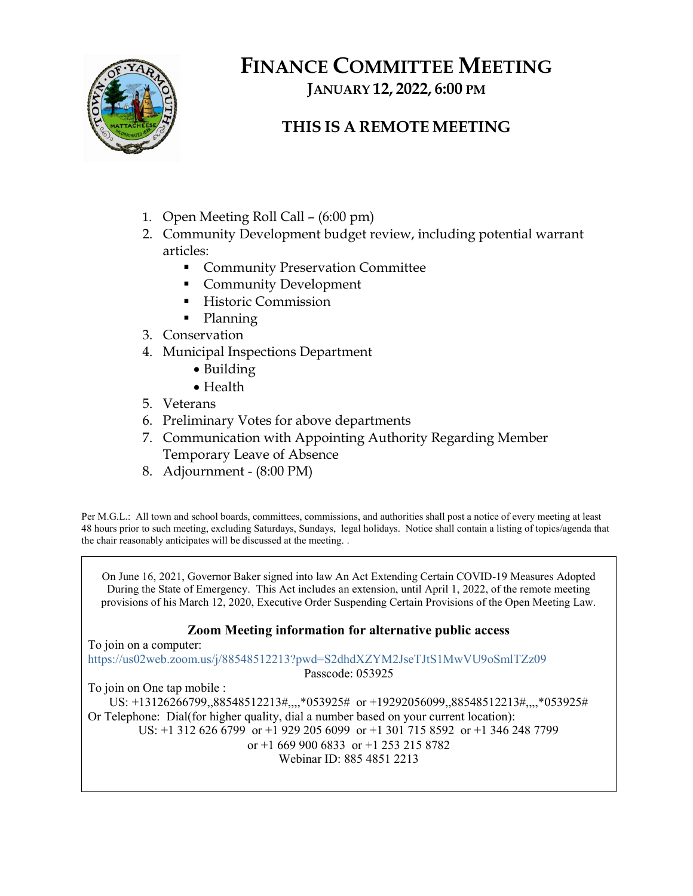# FINANCE COMMITTEE MEETING

## JANUARY 12, 2022, 6:00 PM

## THIS IS A REMOTE MEETING

1. Open Meeting Roll Call – (6:00 pm)
2. Community Development budget review, including potential warrant articles:
   - Community Preservation Committee
   - Community Development
   - Historic Commission
   - Planning
3. Conservation
4. Municipal Inspections Department
   - Building
   - Health
5. Veterans
6. Preliminary Votes for above departments
7. Communication with Appointing Authority Regarding Member Temporary Leave of Absence
8. Adjournment - (8:00 PM)

Per M.G.L.: All town and school boards, committees, commissions, and authorities shall post a notice of every meeting at least 48 hours prior to such meeting, excluding Saturdays, Sundays, legal holidays. Notice shall contain a listing of topics/agenda that the chair reasonably anticipates will be discussed at the meeting. .

On June 16, 2021, Governor Baker signed into law An Act Extending Certain COVID-19 Measures Adopted During the State of Emergency. This Act includes an extension, until April 1, 2022, of the remote meeting provisions of his March 12, 2020, Executive Order Suspending Certain Provisions of the Open Meeting Law.

**Zoom Meeting information for alternative public access**

To join on a computer:
https://us02web.zoom.us/j/88548512213?pwd=S2dhdXZYM2JseTJtS1MwVU9oSmlTZz09
Passcode: 053925

To join on One tap mobile :
US: +13126266799,,88548512213#,,,,*053925# or +19292056099,,88548512213#,,,,*053925#

Or Telephone: Dial(for higher quality, dial a number based on your current location):
US: +1 312 626 6799 or +1 929 205 6099 or +1 301 715 8592 or +1 346 248 7799 or +1 669 900 6833 or +1 253 215 8782
Webinar ID: 885 4851 2213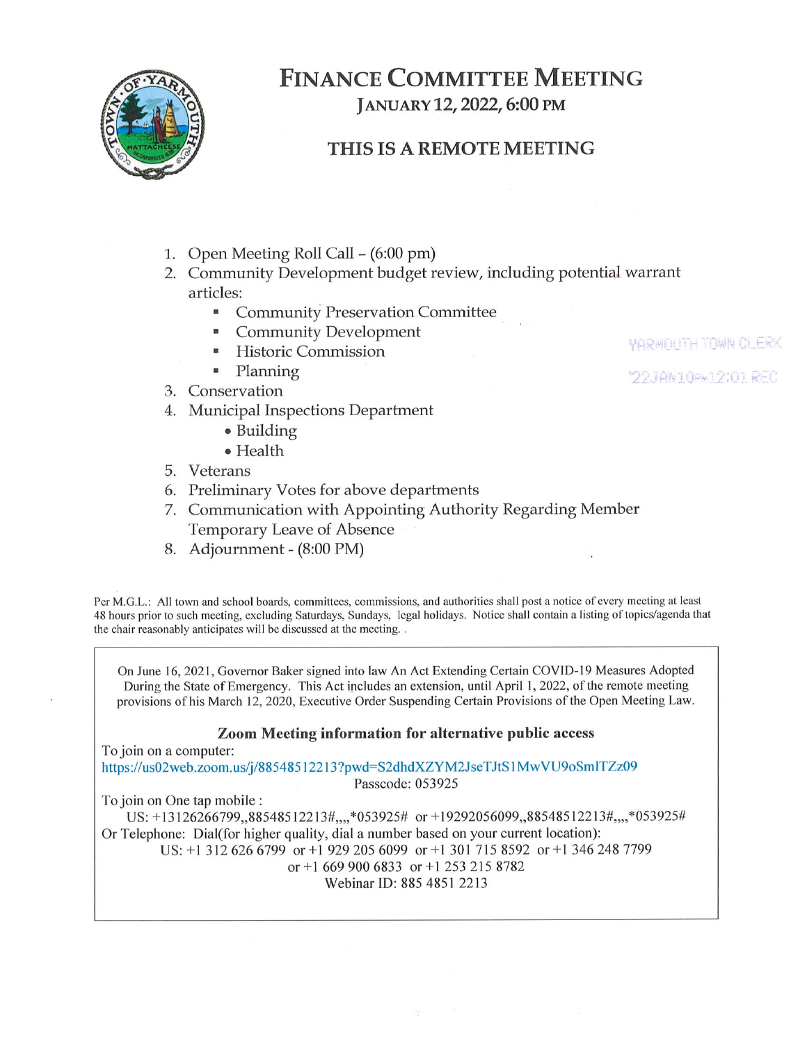# FINANCE COMMITTEE MEETING

## JANUARY 12, 2022, 6:00 PM

## THIS IS A REMOTE MEETING

YARMOUTH TOWN CLERK
'22JAN10PM12:01 REC

1. Open Meeting Roll Call – (6:00 pm)
2. Community Development budget review, including potential warrant articles:
   - Community Preservation Committee
   - Community Development
   - Historic Commission
   - Planning
3. Conservation
4. Municipal Inspections Department
   - Building
   - Health
5. Veterans
6. Preliminary Votes for above departments
7. Communication with Appointing Authority Regarding Member Temporary Leave of Absence
8. Adjournment - (8:00 PM)

Per M.G.L.: All town and school boards, committees, commissions, and authorities shall post a notice of every meeting at least 48 hours prior to such meeting, excluding Saturdays, Sundays, legal holidays. Notice shall contain a listing of topics/agenda that the chair reasonably anticipates will be discussed at the meeting. .

On June 16, 2021, Governor Baker signed into law An Act Extending Certain COVID-19 Measures Adopted During the State of Emergency. This Act includes an extension, until April 1, 2022, of the remote meeting provisions of his March 12, 2020, Executive Order Suspending Certain Provisions of the Open Meeting Law.

**Zoom Meeting information for alternative public access**

To join on a computer:
https://us02web.zoom.us/j/88548512213?pwd=S2dhdXZYM2JseTJtS1MwVU9oSmlTZz09
Passcode: 053925

To join on One tap mobile :
US: +13126266799,,88548512213#,,,,*053925# or +19292056099,,88548512213#,,,,*053925#

Or Telephone: Dial(for higher quality, dial a number based on your current location):
US: +1 312 626 6799 or +1 929 205 6099 or +1 301 715 8592 or +1 346 248 7799 or +1 669 900 6833 or +1 253 215 8782
Webinar ID: 885 4851 2213